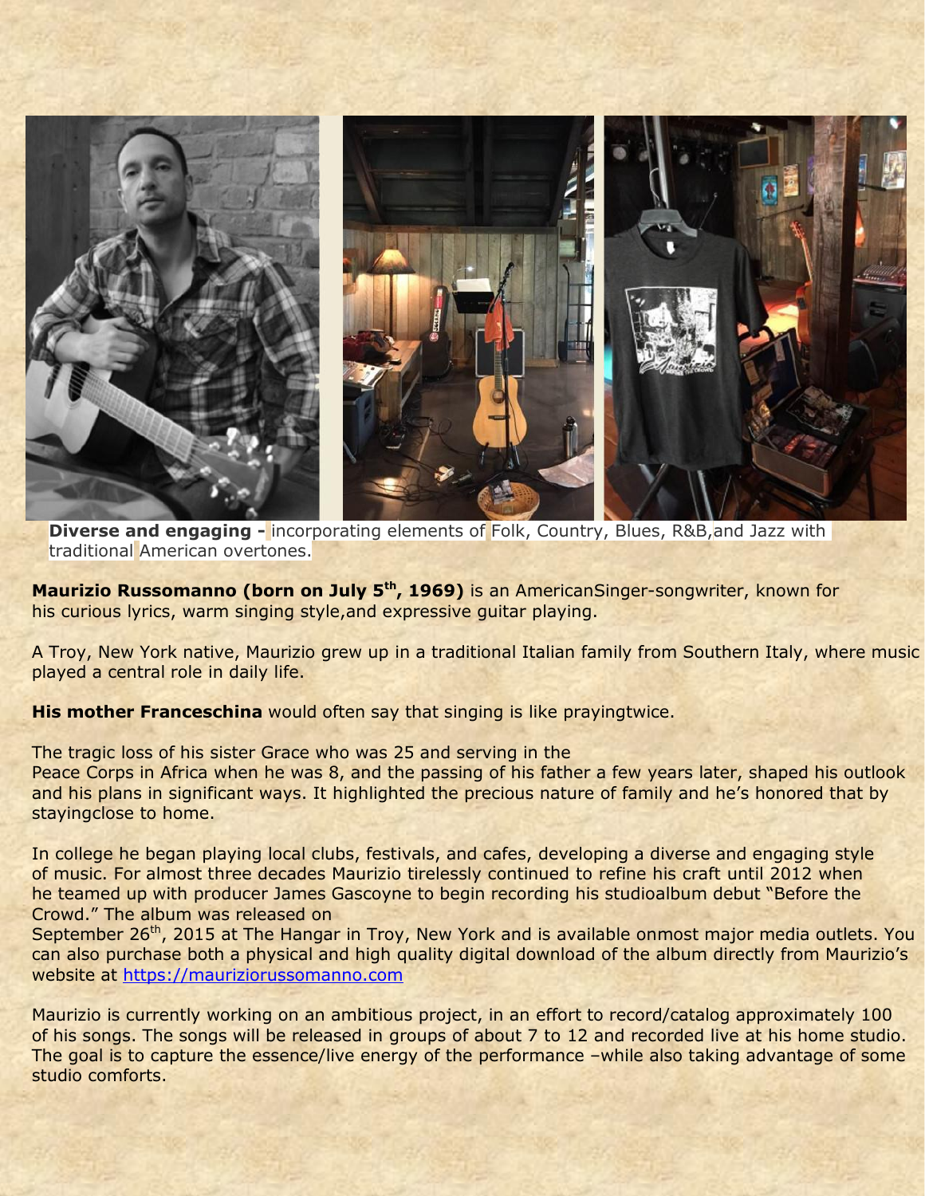**Diverse and engaging -** incorporating elements of Folk, Country, Blues, R&B, and Jazz with traditional American overtones.

**Maurizio Russomanno (born on July 5th, 1969)** is an AmericanSinger-songwriter, known for his curious lyrics, warm singing style,and expressive guitar playing.

A Troy, New York native, Maurizio grew up in a traditional Italian family from Southern Italy, where music played a central role in daily life.

**His mother Franceschina** would often say that singing is like prayingtwice.

The tragic loss of his sister Grace who was 25 and serving in the Peace Corps in Africa when he was 8, and the passing of his father a few years later, shaped his outlook and his plans in significant ways. It highlighted the precious nature of family and he's honored that by stayingclose to home.

In college he began playing local clubs, festivals, and cafes, developing a diverse and engaging style of music. For almost three decades Maurizio tirelessly continued to refine his craft until 2012 when he teamed up with producer James Gascoyne to begin recording his studioalbum debut "Before the Crowd." The album was released on September 26th, 2015 at The Hangar in Troy, New York and is available onmost major media outlets. You can also purchase both a physical and high quality digital download of the album directly from Maurizio's website at https://mauriziorussomanno.com

Maurizio is currently working on an ambitious project, in an effort to record/catalog approximately 100 of his songs. The songs will be released in groups of about 7 to 12 and recorded live at his home studio. The goal is to capture the essence/live energy of the performance –while also taking advantage of some studio comforts.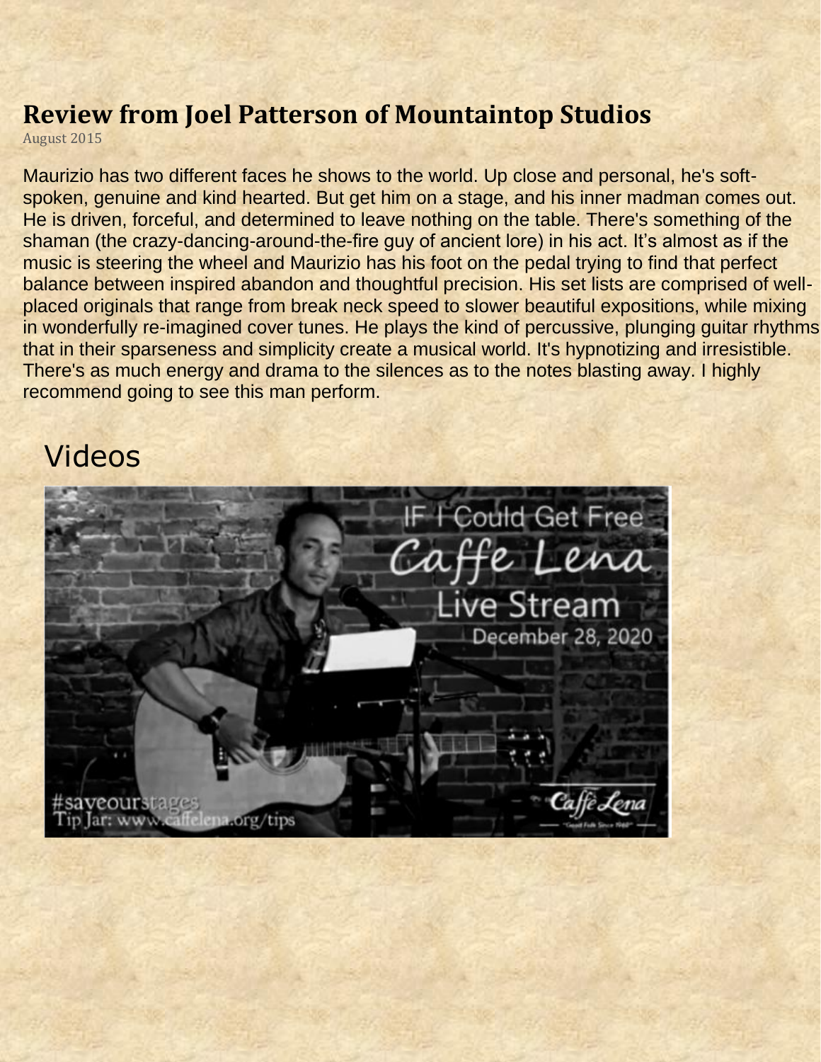## Review from Joel Patterson of Mountaintop Studios

August 2015

Maurizio has two different faces he shows to the world. Up close and personal, he's soft-spoken, genuine and kind hearted. But get him on a stage, and his inner madman comes out. He is driven, forceful, and determined to leave nothing on the table. There's something of the shaman (the crazy-dancing-around-the-fire guy of ancient lore) in his act. It's almost as if the music is steering the wheel and Maurizio has his foot on the pedal trying to find that perfect balance between inspired abandon and thoughtful precision. His set lists are comprised of well-placed originals that range from break neck speed to slower beautiful expositions, while mixing in wonderfully re-imagined cover tunes. He plays the kind of percussive, plunging guitar rhythms that in their sparseness and simplicity create a musical world. It's hypnotizing and irresistible. There's as much energy and drama to the silences as to the notes blasting away. I highly recommend going to see this man perform.

# Videos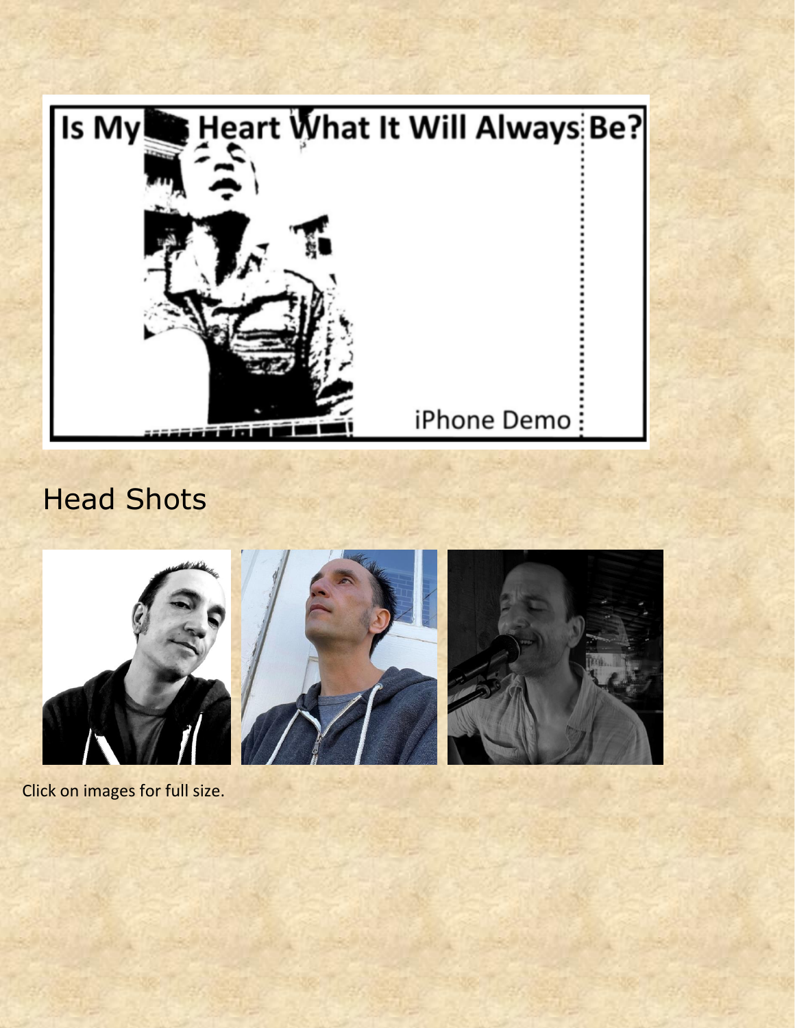## Head Shots

Click on images for full size.